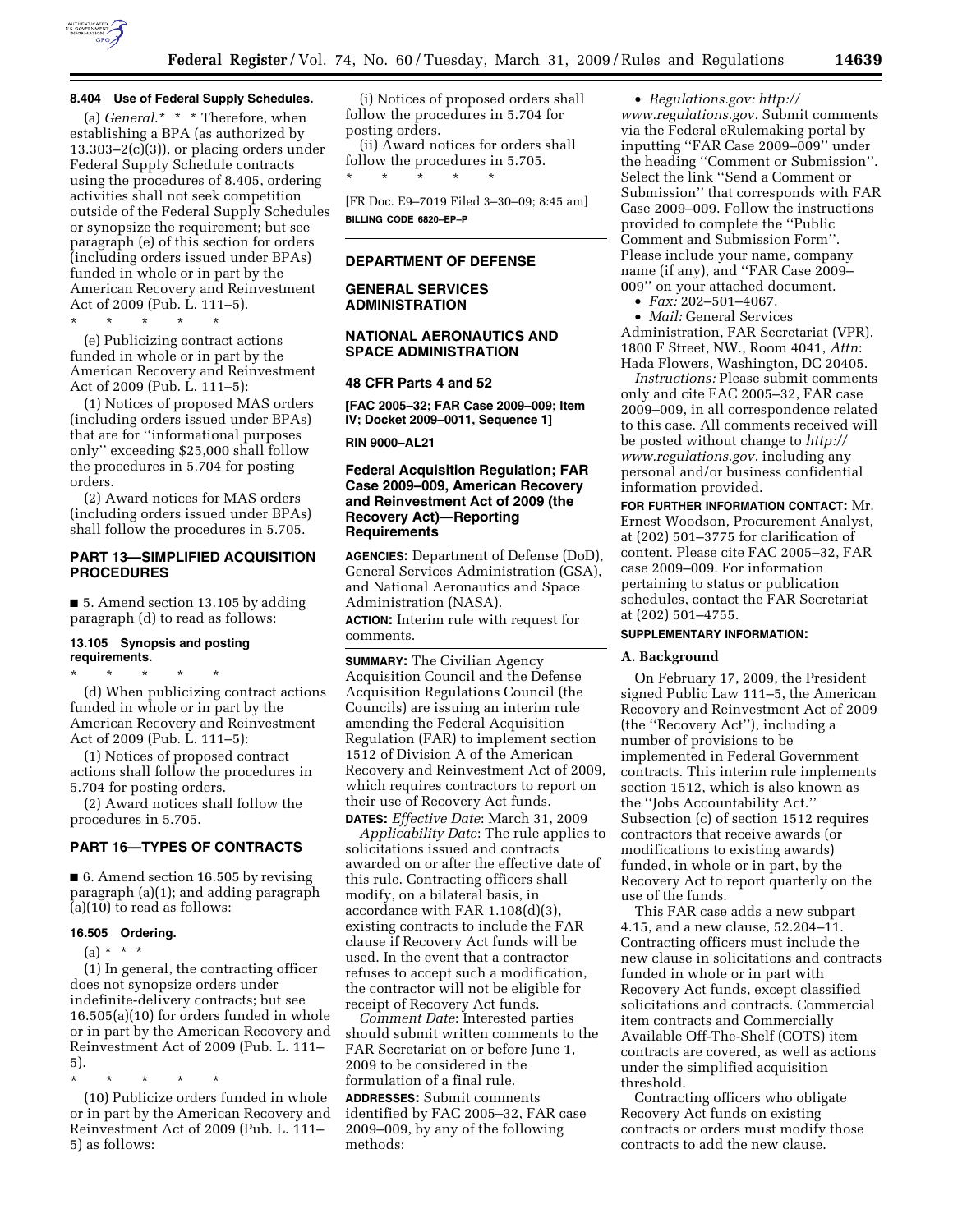**8.404 Use of Federal Supply Schedules.**

(a) *General.* * * * Therefore, when establishing a BPA (as authorized by 13.303–2(c)(3)), or placing orders under Federal Supply Schedule contracts using the procedures of 8.405, ordering activities shall not seek competition outside of the Federal Supply Schedules or synopsize the requirement; but see paragraph (e) of this section for orders (including orders issued under BPAs) funded in whole or in part by the American Recovery and Reinvestment Act of 2009 (Pub. L. 111–5).

\* \* \* \* \*

(e) Publicizing contract actions funded in whole or in part by the American Recovery and Reinvestment Act of 2009 (Pub. L. 111–5):

(1) Notices of proposed MAS orders (including orders issued under BPAs) that are for ''informational purposes only'' exceeding $25,000 shall follow the procedures in 5.704 for posting orders.

(2) Award notices for MAS orders (including orders issued under BPAs) shall follow the procedures in 5.705.

## PART 13—SIMPLIFIED ACQUISITION PROCEDURES

■ 5. Amend section 13.105 by adding paragraph (d) to read as follows:

**13.105 Synopsis and posting requirements.**

\* \* \* \* \*

(d) When publicizing contract actions funded in whole or in part by the American Recovery and Reinvestment Act of 2009 (Pub. L. 111–5):

(1) Notices of proposed contract actions shall follow the procedures in 5.704 for posting orders.

(2) Award notices shall follow the procedures in 5.705.

## PART 16—TYPES OF CONTRACTS

■ 6. Amend section 16.505 by revising paragraph (a)(1); and adding paragraph (a)(10) to read as follows:

**16.505 Ordering.**

(a) * * *

(1) In general, the contracting officer does not synopsize orders under indefinite-delivery contracts; but see 16.505(a)(10) for orders funded in whole or in part by the American Recovery and Reinvestment Act of 2009 (Pub. L. 111–5).

\* \* \* \* \*

(10) Publicize orders funded in whole or in part by the American Recovery and Reinvestment Act of 2009 (Pub. L. 111–5) as follows:

(i) Notices of proposed orders shall follow the procedures in 5.704 for posting orders.

(ii) Award notices for orders shall follow the procedures in 5.705.

\* \* \* \* \*

[FR Doc. E9–7019 Filed 3–30–09; 8:45 am]

**BILLING CODE 6820–EP–P**

---

**DEPARTMENT OF DEFENSE**

**GENERAL SERVICES ADMINISTRATION**

**NATIONAL AERONAUTICS AND SPACE ADMINISTRATION**

**48 CFR Parts 4 and 52**

**[FAC 2005–32; FAR Case 2009–009; Item IV; Docket 2009–0011, Sequence 1]**

**RIN 9000–AL21**

## Federal Acquisition Regulation; FAR Case 2009–009, American Recovery and Reinvestment Act of 2009 (the Recovery Act)—Reporting Requirements

**AGENCIES:** Department of Defense (DoD), General Services Administration (GSA), and National Aeronautics and Space Administration (NASA).

**ACTION:** Interim rule with request for comments.

**SUMMARY:** The Civilian Agency Acquisition Council and the Defense Acquisition Regulations Council (the Councils) are issuing an interim rule amending the Federal Acquisition Regulation (FAR) to implement section 1512 of Division A of the American Recovery and Reinvestment Act of 2009, which requires contractors to report on their use of Recovery Act funds.

**DATES:** *Effective Date*: March 31, 2009

*Applicability Date*: The rule applies to solicitations issued and contracts awarded on or after the effective date of this rule. Contracting officers shall modify, on a bilateral basis, in accordance with FAR 1.108(d)(3), existing contracts to include the FAR clause if Recovery Act funds will be used. In the event that a contractor refuses to accept such a modification, the contractor will not be eligible for receipt of Recovery Act funds.

*Comment Date*: Interested parties should submit written comments to the FAR Secretariat on or before June 1, 2009 to be considered in the formulation of a final rule.

**ADDRESSES:** Submit comments identified by FAC 2005–32, FAR case 2009–009, by any of the following methods:

- *Regulations.gov: http://www.regulations.gov.* Submit comments via the Federal eRulemaking portal by inputting ''FAR Case 2009–009'' under the heading ''Comment or Submission''. Select the link ''Send a Comment or Submission'' that corresponds with FAR Case 2009–009. Follow the instructions provided to complete the ''Public Comment and Submission Form''. Please include your name, company name (if any), and ''FAR Case 2009–009'' on your attached document.
- *Fax:* 202–501–4067.
- *Mail:* General Services Administration, FAR Secretariat (VPR), 1800 F Street, NW., Room 4041, *Attn*: Hada Flowers, Washington, DC 20405.

*Instructions:* Please submit comments only and cite FAC 2005–32, FAR case 2009–009, in all correspondence related to this case. All comments received will be posted without change to *http://www.regulations.gov*, including any personal and/or business confidential information provided.

**FOR FURTHER INFORMATION CONTACT:** Mr. Ernest Woodson, Procurement Analyst, at (202) 501–3775 for clarification of content. Please cite FAC 2005–32, FAR case 2009–009. For information pertaining to status or publication schedules, contact the FAR Secretariat at (202) 501–4755.

**SUPPLEMENTARY INFORMATION:**

### A. Background

On February 17, 2009, the President signed Public Law 111–5, the American Recovery and Reinvestment Act of 2009 (the ''Recovery Act''), including a number of provisions to be implemented in Federal Government contracts. This interim rule implements section 1512, which is also known as the ''Jobs Accountability Act.'' Subsection (c) of section 1512 requires contractors that receive awards (or modifications to existing awards) funded, in whole or in part, by the Recovery Act to report quarterly on the use of the funds.

This FAR case adds a new subpart 4.15, and a new clause, 52.204–11. Contracting officers must include the new clause in solicitations and contracts funded in whole or in part with Recovery Act funds, except classified solicitations and contracts. Commercial item contracts and Commercially Available Off-The-Shelf (COTS) item contracts are covered, as well as actions under the simplified acquisition threshold.

Contracting officers who obligate Recovery Act funds on existing contracts or orders must modify those contracts to add the new clause.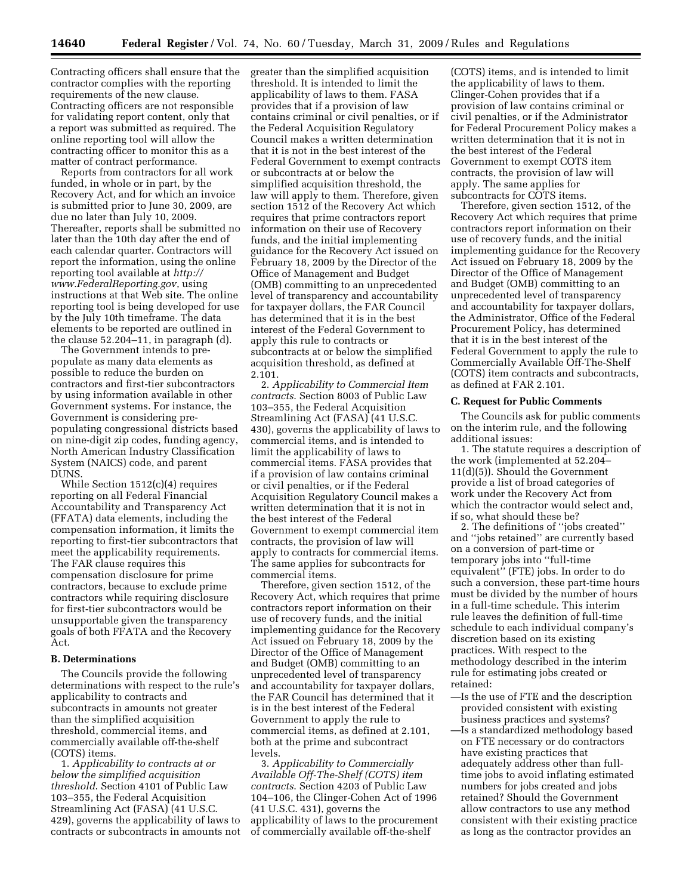Contracting officers shall ensure that the contractor complies with the reporting requirements of the new clause. Contracting officers are not responsible for validating report content, only that a report was submitted as required. The online reporting tool will allow the contracting officer to monitor this as a matter of contract performance.

Reports from contractors for all work funded, in whole or in part, by the Recovery Act, and for which an invoice is submitted prior to June 30, 2009, are due no later than July 10, 2009. Thereafter, reports shall be submitted no later than the 10th day after the end of each calendar quarter. Contractors will report the information, using the online reporting tool available at *http://www.FederalReporting.gov*, using instructions at that Web site. The online reporting tool is being developed for use by the July 10th timeframe. The data elements to be reported are outlined in the clause 52.204–11, in paragraph (d).

The Government intends to pre-populate as many data elements as possible to reduce the burden on contractors and first-tier subcontractors by using information available in other Government systems. For instance, the Government is considering pre-populating congressional districts based on nine-digit zip codes, funding agency, North American Industry Classification System (NAICS) code, and parent DUNS.

While Section 1512(c)(4) requires reporting on all Federal Financial Accountability and Transparency Act (FFATA) data elements, including the compensation information, it limits the reporting to first-tier subcontractors that meet the applicability requirements. The FAR clause requires this compensation disclosure for prime contractors, because to exclude prime contractors while requiring disclosure for first-tier subcontractors would be unsupportable given the transparency goals of both FFATA and the Recovery Act.

## B. Determinations

The Councils provide the following determinations with respect to the rule's applicability to contracts and subcontracts in amounts not greater than the simplified acquisition threshold, commercial items, and commercially available off-the-shelf (COTS) items.

1. *Applicability to contracts at or below the simplified acquisition threshold*. Section 4101 of Public Law 103–355, the Federal Acquisition Streamlining Act (FASA) (41 U.S.C. 429), governs the applicability of laws to contracts or subcontracts in amounts not greater than the simplified acquisition threshold. It is intended to limit the applicability of laws to them. FASA provides that if a provision of law contains criminal or civil penalties, or if the Federal Acquisition Regulatory Council makes a written determination that it is not in the best interest of the Federal Government to exempt contracts or subcontracts at or below the simplified acquisition threshold, the law will apply to them. Therefore, given section 1512 of the Recovery Act which requires that prime contractors report information on their use of Recovery funds, and the initial implementing guidance for the Recovery Act issued on February 18, 2009 by the Director of the Office of Management and Budget (OMB) committing to an unprecedented level of transparency and accountability for taxpayer dollars, the FAR Council has determined that it is in the best interest of the Federal Government to apply this rule to contracts or subcontracts at or below the simplified acquisition threshold, as defined at 2.101.

2. *Applicability to Commercial Item contracts*. Section 8003 of Public Law 103–355, the Federal Acquisition Streamlining Act (FASA) (41 U.S.C. 430), governs the applicability of laws to commercial items, and is intended to limit the applicability of laws to commercial items. FASA provides that if a provision of law contains criminal or civil penalties, or if the Federal Acquisition Regulatory Council makes a written determination that it is not in the best interest of the Federal Government to exempt commercial item contracts, the provision of law will apply to contracts for commercial items. The same applies for subcontracts for commercial items.

Therefore, given section 1512, of the Recovery Act, which requires that prime contractors report information on their use of recovery funds, and the initial implementing guidance for the Recovery Act issued on February 18, 2009 by the Director of the Office of Management and Budget (OMB) committing to an unprecedented level of transparency and accountability for taxpayer dollars, the FAR Council has determined that it is in the best interest of the Federal Government to apply the rule to commercial items, as defined at 2.101, both at the prime and subcontract levels.

3. *Applicability to Commercially Available Off-The-Shelf (COTS) item contracts*. Section 4203 of Public Law 104–106, the Clinger-Cohen Act of 1996 (41 U.S.C. 431), governs the applicability of laws to the procurement of commercially available off-the-shelf (COTS) items, and is intended to limit the applicability of laws to them. Clinger-Cohen provides that if a provision of law contains criminal or civil penalties, or if the Administrator for Federal Procurement Policy makes a written determination that it is not in the best interest of the Federal Government to exempt COTS item contracts, the provision of law will apply. The same applies for subcontracts for COTS items.

Therefore, given section 1512, of the Recovery Act which requires that prime contractors report information on their use of recovery funds, and the initial implementing guidance for the Recovery Act issued on February 18, 2009 by the Director of the Office of Management and Budget (OMB) committing to an unprecedented level of transparency and accountability for taxpayer dollars, the Administrator, Office of the Federal Procurement Policy, has determined that it is in the best interest of the Federal Government to apply the rule to Commercially Available Off-The-Shelf (COTS) item contracts and subcontracts, as defined at FAR 2.101.

## C. Request for Public Comments

The Councils ask for public comments on the interim rule, and the following additional issues:

1. The statute requires a description of the work (implemented at 52.204–11(d)(5)). Should the Government provide a list of broad categories of work under the Recovery Act from which the contractor would select and, if so, what should these be?

2. The definitions of "jobs created" and "jobs retained" are currently based on a conversion of part-time or temporary jobs into "full-time equivalent" (FTE) jobs. In order to do such a conversion, these part-time hours must be divided by the number of hours in a full-time schedule. This interim rule leaves the definition of full-time schedule to each individual company's discretion based on its existing practices. With respect to the methodology described in the interim rule for estimating jobs created or retained:

—Is the use of FTE and the description provided consistent with existing business practices and systems?

—Is a standardized methodology based on FTE necessary or do contractors have existing practices that adequately address other than full-time jobs to avoid inflating estimated numbers for jobs created and jobs retained? Should the Government allow contractors to use any method consistent with their existing practice as long as the contractor provides an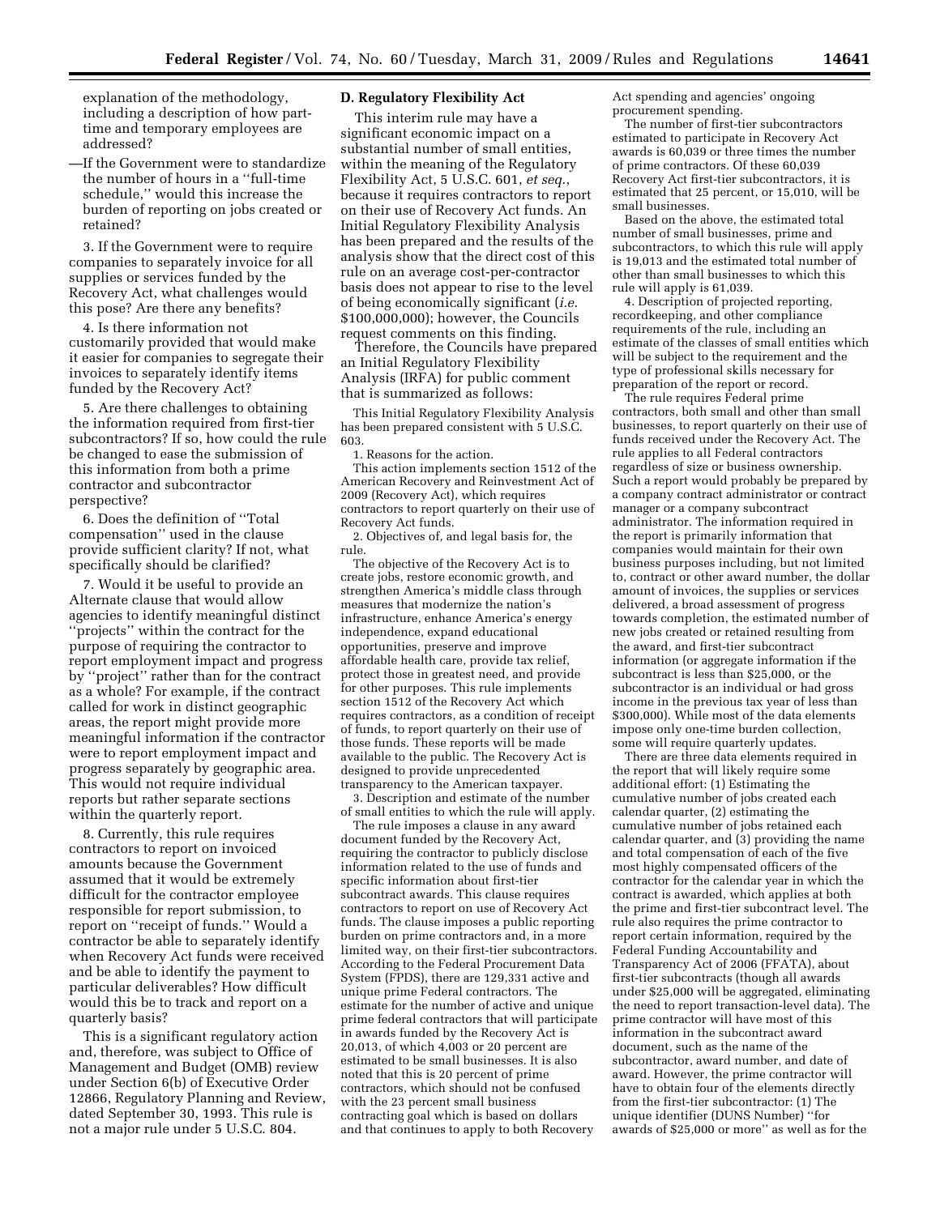explanation of the methodology, including a description of how part-time and temporary employees are addressed?

—If the Government were to standardize the number of hours in a ''full-time schedule,'' would this increase the burden of reporting on jobs created or retained?

3. If the Government were to require companies to separately invoice for all supplies or services funded by the Recovery Act, what challenges would this pose? Are there any benefits?

4. Is there information not customarily provided that would make it easier for companies to segregate their invoices to separately identify items funded by the Recovery Act?

5. Are there challenges to obtaining the information required from first-tier subcontractors? If so, how could the rule be changed to ease the submission of this information from both a prime contractor and subcontractor perspective?

6. Does the definition of ''Total compensation'' used in the clause provide sufficient clarity? If not, what specifically should be clarified?

7. Would it be useful to provide an Alternate clause that would allow agencies to identify meaningful distinct ''projects'' within the contract for the purpose of requiring the contractor to report employment impact and progress by ''project'' rather than for the contract as a whole? For example, if the contract called for work in distinct geographic areas, the report might provide more meaningful information if the contractor were to report employment impact and progress separately by geographic area. This would not require individual reports but rather separate sections within the quarterly report.

8. Currently, this rule requires contractors to report on invoiced amounts because the Government assumed that it would be extremely difficult for the contractor employee responsible for report submission, to report on ''receipt of funds.'' Would a contractor be able to separately identify when Recovery Act funds were received and be able to identify the payment to particular deliverables? How difficult would this be to track and report on a quarterly basis?

This is a significant regulatory action and, therefore, was subject to Office of Management and Budget (OMB) review under Section 6(b) of Executive Order 12866, Regulatory Planning and Review, dated September 30, 1993. This rule is not a major rule under 5 U.S.C. 804.

## D. Regulatory Flexibility Act

This interim rule may have a significant economic impact on a substantial number of small entities, within the meaning of the Regulatory Flexibility Act, 5 U.S.C. 601, *et seq.*, because it requires contractors to report on their use of Recovery Act funds. An Initial Regulatory Flexibility Analysis has been prepared and the results of the analysis show that the direct cost of this rule on an average cost-per-contractor basis does not appear to rise to the level of being economically significant (*i.e.* $100,000,000); however, the Councils request comments on this finding.

Therefore, the Councils have prepared an Initial Regulatory Flexibility Analysis (IRFA) for public comment that is summarized as follows:

> This Initial Regulatory Flexibility Analysis has been prepared consistent with 5 U.S.C. 603.
>
> 1. Reasons for the action.
>
> This action implements section 1512 of the American Recovery and Reinvestment Act of 2009 (Recovery Act), which requires contractors to report quarterly on their use of Recovery Act funds.
>
> 2. Objectives of, and legal basis for, the rule.
>
> The objective of the Recovery Act is to create jobs, restore economic growth, and strengthen America's middle class through measures that modernize the nation's infrastructure, enhance America's energy independence, expand educational opportunities, preserve and improve affordable health care, provide tax relief, protect those in greatest need, and provide for other purposes. This rule implements section 1512 of the Recovery Act which requires contractors, as a condition of receipt of funds, to report quarterly on their use of those funds. These reports will be made available to the public. The Recovery Act is designed to provide unprecedented transparency to the American taxpayer.
>
> 3. Description and estimate of the number of small entities to which the rule will apply.
>
> The rule imposes a clause in any award document funded by the Recovery Act, requiring the contractor to publicly disclose information related to the use of funds and specific information about first-tier subcontract awards. This clause requires contractors to report on use of Recovery Act funds. The clause imposes a public reporting burden on prime contractors and, in a more limited way, on their first-tier subcontractors. According to the Federal Procurement Data System (FPDS), there are 129,331 active and unique prime Federal contractors. The estimate for the number of active and unique prime federal contractors that will participate in awards funded by the Recovery Act is 20,013, of which 4,003 or 20 percent are estimated to be small businesses. It is also noted that this is 20 percent of prime contractors, which should not be confused with the 23 percent small business contracting goal which is based on dollars and that continues to apply to both Recovery Act spending and agencies' ongoing procurement spending.
>
> The number of first-tier subcontractors estimated to participate in Recovery Act awards is 60,039 or three times the number of prime contractors. Of these 60,039 Recovery Act first-tier subcontractors, it is estimated that 25 percent, or 15,010, will be small businesses.
>
> Based on the above, the estimated total number of small businesses, prime and subcontractors, to which this rule will apply is 19,013 and the estimated total number of other than small businesses to which this rule will apply is 61,039.
>
> 4. Description of projected reporting, recordkeeping, and other compliance requirements of the rule, including an estimate of the classes of small entities which will be subject to the requirement and the type of professional skills necessary for preparation of the report or record.
>
> The rule requires Federal prime contractors, both small and other than small businesses, to report quarterly on their use of funds received under the Recovery Act. The rule applies to all Federal contractors regardless of size or business ownership. Such a report would probably be prepared by a company contract administrator or contract manager or a company subcontract administrator. The information required in the report is primarily information that companies would maintain for their own business purposes including, but not limited to, contract or other award number, the dollar amount of invoices, the supplies or services delivered, a broad assessment of progress towards completion, the estimated number of new jobs created or retained resulting from the award, and first-tier subcontract information (or aggregate information if the subcontract is less than $25,000, or the subcontractor is an individual or had gross income in the previous tax year of less than $300,000). While most of the data elements impose only one-time burden collection, some will require quarterly updates.
>
> There are three data elements required in the report that will likely require some additional effort: (1) Estimating the cumulative number of jobs created each calendar quarter, (2) estimating the cumulative number of jobs retained each calendar quarter, and (3) providing the name and total compensation of each of the five most highly compensated officers of the contractor for the calendar year in which the contract is awarded, which applies at both the prime and first-tier subcontract level. The rule also requires the prime contractor to report certain information, required by the Federal Funding Accountability and Transparency Act of 2006 (FFATA), about first-tier subcontracts (though all awards under $25,000 will be aggregated, eliminating the need to report transaction-level data). The prime contractor will have most of this information in the subcontract award document, such as the name of the subcontractor, award number, and date of award. However, the prime contractor will have to obtain four of the elements directly from the first-tier subcontractor: (1) The unique identifier (DUNS Number) ''for awards of $25,000 or more'' as well as for the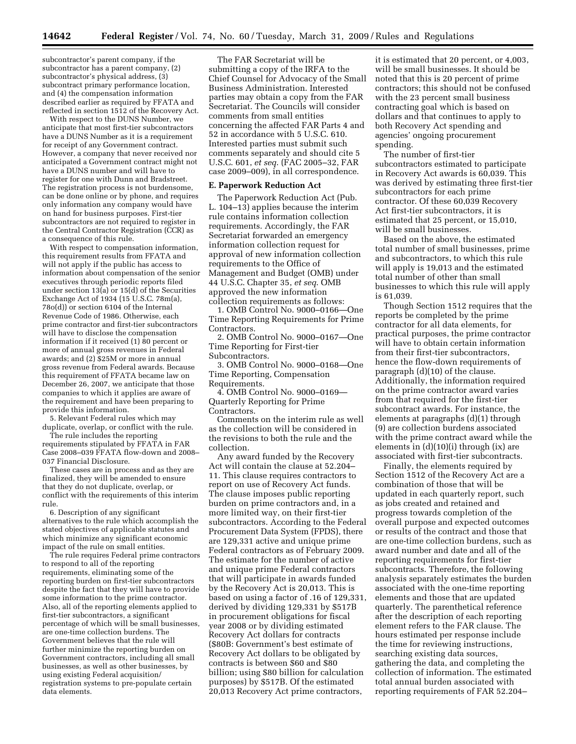subcontractor's parent company, if the subcontractor has a parent company, (2) subcontractor's physical address, (3) subcontract primary performance location, and (4) the compensation information described earlier as required by FFATA and reflected in section 1512 of the Recovery Act.

With respect to the DUNS Number, we anticipate that most first-tier subcontractors have a DUNS Number as it is a requirement for receipt of any Government contract. However, a company that never received nor anticipated a Government contract might not have a DUNS number and will have to register for one with Dunn and Bradstreet. The registration process is not burdensome, can be done online or by phone, and requires only information any company would have on hand for business purposes. First-tier subcontractors are not required to register in the Central Contractor Registration (CCR) as a consequence of this rule.

With respect to compensation information, this requirement results from FFATA and will not apply if the public has access to information about compensation of the senior executives through periodic reports filed under section 13(a) or 15(d) of the Securities Exchange Act of 1934 (15 U.S.C. 78m(a), 78o(d)) or section 6104 of the Internal Revenue Code of 1986. Otherwise, each prime contractor and first-tier subcontractors will have to disclose the compensation information if it received (1) 80 percent or more of annual gross revenues in Federal awards; and (2) $25M or more in annual gross revenue from Federal awards. Because this requirement of FFATA became law on December 26, 2007, we anticipate that those companies to which it applies are aware of the requirement and have been preparing to provide this information.

5. Relevant Federal rules which may duplicate, overlap, or conflict with the rule.

The rule includes the reporting requirements stipulated by FFATA in FAR Case 2008–039 FFATA flow-down and 2008–037 Financial Disclosure.

These cases are in process and as they are finalized, they will be amended to ensure that they do not duplicate, overlap, or conflict with the requirements of this interim rule.

6. Description of any significant alternatives to the rule which accomplish the stated objectives of applicable statutes and which minimize any significant economic impact of the rule on small entities.

The rule requires Federal prime contractors to respond to all of the reporting requirements, eliminating some of the reporting burden on first-tier subcontractors despite the fact that they will have to provide some information to the prime contractor. Also, all of the reporting elements applied to first-tier subcontractors, a significant percentage of which will be small businesses, are one-time collection burdens. The Government believes that the rule will further minimize the reporting burden on Government contractors, including all small businesses, as well as other businesses, by using existing Federal acquisition/registration systems to pre-populate certain data elements.

The FAR Secretariat will be submitting a copy of the IRFA to the Chief Counsel for Advocacy of the Small Business Administration. Interested parties may obtain a copy from the FAR Secretariat. The Councils will consider comments from small entities concerning the affected FAR Parts 4 and 52 in accordance with 5 U.S.C. 610. Interested parties must submit such comments separately and should cite 5 U.S.C. 601, *et seq.* (FAC 2005–32, FAR case 2009–009), in all correspondence.

## E. Paperwork Reduction Act

The Paperwork Reduction Act (Pub. L. 104–13) applies because the interim rule contains information collection requirements. Accordingly, the FAR Secretariat forwarded an emergency information collection request for approval of new information collection requirements to the Office of Management and Budget (OMB) under 44 U.S.C. Chapter 35, *et seq.* OMB approved the new information collection requirements as follows:

1. OMB Control No. 9000–0166—One Time Reporting Requirements for Prime Contractors.
2. OMB Control No. 9000–0167—One Time Reporting for First-tier Subcontractors.
3. OMB Control No. 9000–0168—One Time Reporting, Compensation Requirements.
4. OMB Control No. 9000–0169—Quarterly Reporting for Prime Contractors.

Comments on the interim rule as well as the collection will be considered in the revisions to both the rule and the collection.

Any award funded by the Recovery Act will contain the clause at 52.204–11. This clause requires contractors to report on use of Recovery Act funds. The clause imposes public reporting burden on prime contractors and, in a more limited way, on their first-tier subcontractors. According to the Federal Procurement Data System (FPDS), there are 129,331 active and unique prime Federal contractors as of February 2009. The estimate for the number of active and unique prime Federal contractors that will participate in awards funded by the Recovery Act is 20,013. This is based on using a factor of .16 of 129,331, derived by dividing 129,331 by $517B in procurement obligations for fiscal year 2008 or by dividing estimated Recovery Act dollars for contracts ($80B: Government's best estimate of Recovery Act dollars to be obligated by contracts is between $60 and $80 billion; using $80 billion for calculation purposes) by $517B. Of the estimated 20,013 Recovery Act prime contractors, it is estimated that 20 percent, or 4,003, will be small businesses. It should be noted that this is 20 percent of prime contractors; this should not be confused with the 23 percent small business contracting goal which is based on dollars and that continues to apply to both Recovery Act spending and agencies' ongoing procurement spending.

The number of first-tier subcontractors estimated to participate in Recovery Act awards is 60,039. This was derived by estimating three first-tier subcontractors for each prime contractor. Of these 60,039 Recovery Act first-tier subcontractors, it is estimated that 25 percent, or 15,010, will be small businesses.

Based on the above, the estimated total number of small businesses, prime and subcontractors, to which this rule will apply is 19,013 and the estimated total number of other than small businesses to which this rule will apply is 61,039.

Though Section 1512 requires that the reports be completed by the prime contractor for all data elements, for practical purposes, the prime contractor will have to obtain certain information from their first-tier subcontractors, hence the flow-down requirements of paragraph (d)(10) of the clause. Additionally, the information required on the prime contractor award varies from that required for the first-tier subcontract awards. For instance, the elements at paragraphs (d)(1) through (9) are collection burdens associated with the prime contract award while the elements in (d)(10)(i) through (ix) are associated with first-tier subcontracts.

Finally, the elements required by Section 1512 of the Recovery Act are a combination of those that will be updated in each quarterly report, such as jobs created and retained and progress towards completion of the overall purpose and expected outcomes or results of the contract and those that are one-time collection burdens, such as award number and date and all of the reporting requirements for first-tier subcontracts. Therefore, the following analysis separately estimates the burden associated with the one-time reporting elements and those that are updated quarterly. The parenthetical reference after the description of each reporting element refers to the FAR clause. The hours estimated per response include the time for reviewing instructions, searching existing data sources, gathering the data, and completing the collection of information. The estimated total annual burden associated with reporting requirements of FAR 52.204–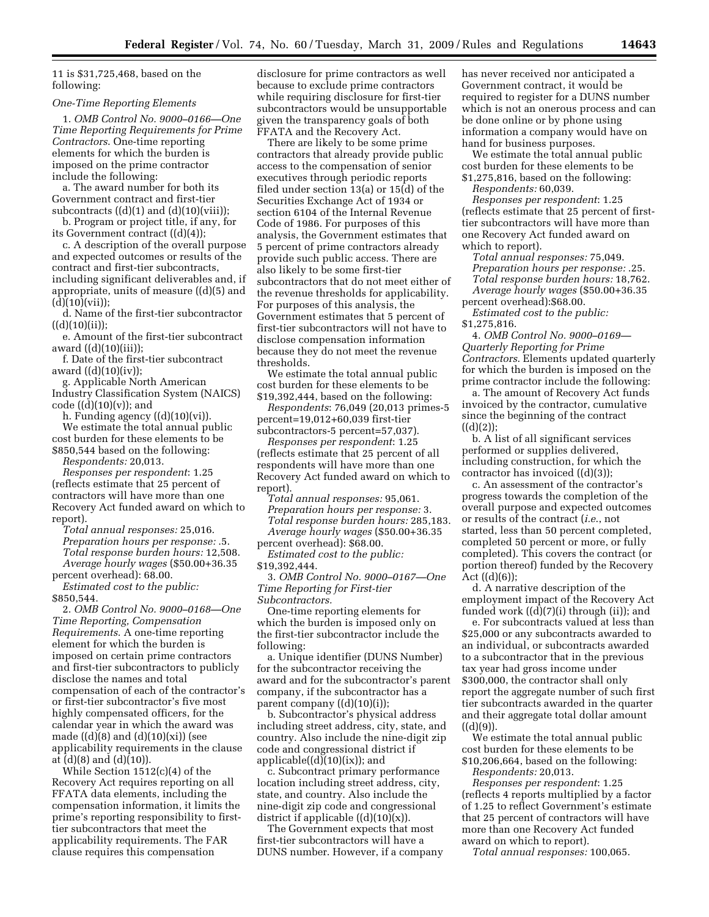11 is $31,725,468, based on the following:

*One-Time Reporting Elements*

1. *OMB Control No. 9000–0166—One Time Reporting Requirements for Prime Contractors*. One-time reporting elements for which the burden is imposed on the prime contractor include the following:

a. The award number for both its Government contract and first-tier subcontracts ((d)(1) and (d)(10)(viii));

b. Program or project title, if any, for its Government contract ((d)(4));

c. A description of the overall purpose and expected outcomes or results of the contract and first-tier subcontracts, including significant deliverables and, if appropriate, units of measure ((d)(5) and (d)(10)(vii));

d. Name of the first-tier subcontractor ((d)(10)(ii));

e. Amount of the first-tier subcontract award ((d)(10)(iii));

f. Date of the first-tier subcontract award ((d)(10)(iv));

g. Applicable North American Industry Classification System (NAICS) code ((d)(10)(v)); and

h. Funding agency ((d)(10)(vi)).

We estimate the total annual public cost burden for these elements to be $850,544 based on the following:

*Respondents:* 20,013.

*Responses per respondent*: 1.25 (reflects estimate that 25 percent of contractors will have more than one Recovery Act funded award on which to report).

*Total annual responses:* 25,016.

*Preparation hours per response:* .5.

*Total response burden hours:* 12,508.

*Average hourly wages* ($50.00+36.35 percent overhead): 68.00.

*Estimated cost to the public:* $850,544.

2. *OMB Control No. 9000–0168—One Time Reporting, Compensation Requirements*. A one-time reporting element for which the burden is imposed on certain prime contractors and first-tier subcontractors to publicly disclose the names and total compensation of each of the contractor's or first-tier subcontractor's five most highly compensated officers, for the calendar year in which the award was made ((d)(8) and (d)(10)(xi)) (see applicability requirements in the clause at (d)(8) and (d)(10)).

While Section 1512(c)(4) of the Recovery Act requires reporting on all FFATA data elements, including the compensation information, it limits the prime's reporting responsibility to first-tier subcontractors that meet the applicability requirements. The FAR clause requires this compensation disclosure for prime contractors as well because to exclude prime contractors while requiring disclosure for first-tier subcontractors would be unsupportable given the transparency goals of both FFATA and the Recovery Act.

There are likely to be some prime contractors that already provide public access to the compensation of senior executives through periodic reports filed under section 13(a) or 15(d) of the Securities Exchange Act of 1934 or section 6104 of the Internal Revenue Code of 1986. For purposes of this analysis, the Government estimates that 5 percent of prime contractors already provide such public access. There are also likely to be some first-tier subcontractors that do not meet either of the revenue thresholds for applicability. For purposes of this analysis, the Government estimates that 5 percent of first-tier subcontractors will not have to disclose compensation information because they do not meet the revenue thresholds.

We estimate the total annual public cost burden for these elements to be $19,392,444, based on the following:

*Respondents*: 76,049 (20,013 primes-5 percent=19,012+60,039 first-tier subcontractors-5 percent=57,037).

*Responses per respondent*: 1.25 (reflects estimate that 25 percent of all respondents will have more than one Recovery Act funded award on which to report).

*Total annual responses:* 95,061.

*Preparation hours per response:* 3.

*Total response burden hours:* 285,183.

*Average hourly wages* ($50.00+36.35 percent overhead): $68.00.

*Estimated cost to the public:* $19,392,444.

3. *OMB Control No. 9000–0167—One Time Reporting for First-tier Subcontractors.*

One-time reporting elements for which the burden is imposed only on the first-tier subcontractor include the following:

a. Unique identifier (DUNS Number) for the subcontractor receiving the award and for the subcontractor's parent company, if the subcontractor has a parent company ((d)(10)(i));

b. Subcontractor's physical address including street address, city, state, and country. Also include the nine-digit zip code and congressional district if applicable((d)(10)(ix)); and

c. Subcontract primary performance location including street address, city, state, and country. Also include the nine-digit zip code and congressional district if applicable ((d)(10)(x)).

The Government expects that most first-tier subcontractors will have a DUNS number. However, if a company has never received nor anticipated a Government contract, it would be required to register for a DUNS number which is not an onerous process and can be done online or by phone using information a company would have on hand for business purposes.

We estimate the total annual public cost burden for these elements to be $1,275,816, based on the following:

*Respondents:* 60,039.

*Responses per respondent*: 1.25 (reflects estimate that 25 percent of first-tier subcontractors will have more than one Recovery Act funded award on which to report).

*Total annual responses:* 75,049.

*Preparation hours per response:* .25.

*Total response burden hours:* 18,762.

*Average hourly wages* ($50.00+36.35 percent overhead):$68.00.

*Estimated cost to the public:* $1,275,816.

4. *OMB Control No. 9000–0169—Quarterly Reporting for Prime Contractors*. Elements updated quarterly for which the burden is imposed on the prime contractor include the following:

a. The amount of Recovery Act funds invoiced by the contractor, cumulative since the beginning of the contract ((d)(2));

b. A list of all significant services performed or supplies delivered, including construction, for which the contractor has invoiced ((d)(3));

c. An assessment of the contractor's progress towards the completion of the overall purpose and expected outcomes or results of the contract (*i.e.*, not started, less than 50 percent completed, completed 50 percent or more, or fully completed). This covers the contract (or portion thereof) funded by the Recovery Act ((d)(6));

d. A narrative description of the employment impact of the Recovery Act funded work ((d)(7)(i) through (ii)); and

e. For subcontracts valued at less than $25,000 or any subcontracts awarded to an individual, or subcontracts awarded to a subcontractor that in the previous tax year had gross income under $300,000, the contractor shall only report the aggregate number of such first tier subcontracts awarded in the quarter and their aggregate total dollar amount ((d)(9)).

We estimate the total annual public cost burden for these elements to be $10,206,664, based on the following:

*Respondents:* 20,013.

*Responses per respondent*: 1.25 (reflects 4 reports multiplied by a factor of 1.25 to reflect Government's estimate that 25 percent of contractors will have more than one Recovery Act funded award on which to report).

*Total annual responses:* 100,065.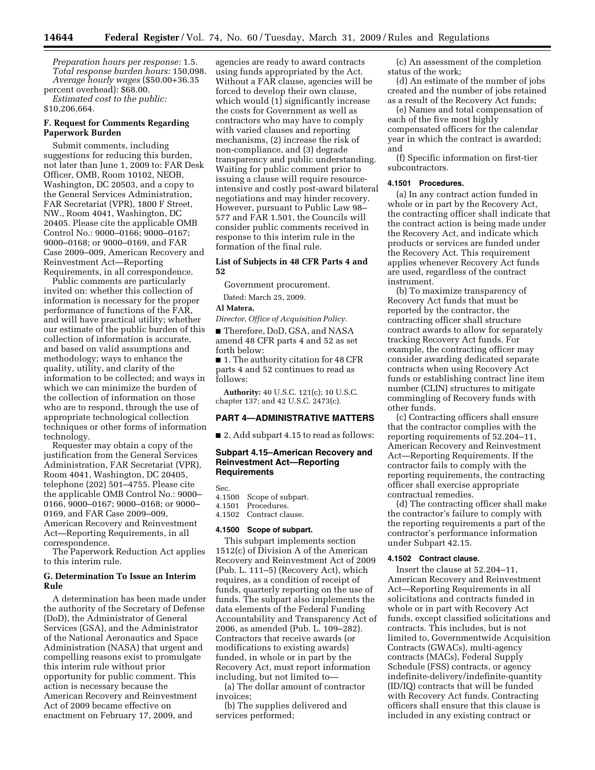*Preparation hours per response:* 1.5.
*Total response burden hours:* 150,098.
*Average hourly wages* ($50.00+36.35 percent overhead): $68.00.
*Estimated cost to the public:* $10,206,664.

### F. Request for Comments Regarding Paperwork Burden

Submit comments, including suggestions for reducing this burden, not later than June 1, 2009 to: FAR Desk Officer, OMB, Room 10102, NEOB, Washington, DC 20503, and a copy to the General Services Administration, FAR Secretariat (VPR), 1800 F Street, NW., Room 4041, Washington, DC 20405. Please cite the applicable OMB Control No.: 9000–0166; 9000–0167; 9000–0168; or 9000–0169, and FAR Case 2009–009, American Recovery and Reinvestment Act—Reporting Requirements, in all correspondence.

Public comments are particularly invited on: whether this collection of information is necessary for the proper performance of functions of the FAR, and will have practical utility; whether our estimate of the public burden of this collection of information is accurate, and based on valid assumptions and methodology; ways to enhance the quality, utility, and clarity of the information to be collected; and ways in which we can minimize the burden of the collection of information on those who are to respond, through the use of appropriate technological collection techniques or other forms of information technology.

Requester may obtain a copy of the justification from the General Services Administration, FAR Secretariat (VPR), Room 4041, Washington, DC 20405, telephone (202) 501–4755. Please cite the applicable OMB Control No.: 9000–0166, 9000–0167; 9000–0168; or 9000–0169, and FAR Case 2009–009, American Recovery and Reinvestment Act—Reporting Requirements, in all correspondence.

The Paperwork Reduction Act applies to this interim rule.

### G. Determination To Issue an Interim Rule

A determination has been made under the authority of the Secretary of Defense (DoD), the Administrator of General Services (GSA), and the Administrator of the National Aeronautics and Space Administration (NASA) that urgent and compelling reasons exist to promulgate this interim rule without prior opportunity for public comment. This action is necessary because the American Recovery and Reinvestment Act of 2009 became effective on enactment on February 17, 2009, and agencies are ready to award contracts using funds appropriated by the Act. Without a FAR clause, agencies will be forced to develop their own clause, which would (1) significantly increase the costs for Government as well as contractors who may have to comply with varied clauses and reporting mechanisms, (2) increase the risk of non-compliance, and (3) degrade transparency and public understanding. Waiting for public comment prior to issuing a clause will require resource-intensive and costly post-award bilateral negotiations and may hinder recovery. However, pursuant to Public Law 98–577 and FAR 1.501, the Councils will consider public comments received in response to this interim rule in the formation of the final rule.

### List of Subjects in 48 CFR Parts 4 and 52

Government procurement.

Dated: March 25, 2009.

**Al Matera,**

*Director, Office of Acquisition Policy.*

■ Therefore, DoD, GSA, and NASA amend 48 CFR parts 4 and 52 as set forth below:

■ 1. The authority citation for 48 CFR parts 4 and 52 continues to read as follows:

**Authority:** 40 U.S.C. 121(c); 10 U.S.C. chapter 137; and 42 U.S.C. 2473(c).

## PART 4—ADMINISTRATIVE MATTERS

■ 2. Add subpart 4.15 to read as follows:

### Subpart 4.15–American Recovery and Reinvestment Act—Reporting Requirements

Sec.
4.1500 Scope of subpart.
4.1501 Procedures.
4.1502 Contract clause.

#### 4.1500 Scope of subpart.

This subpart implements section 1512(c) of Division A of the American Recovery and Reinvestment Act of 2009 (Pub. L. 111–5) (Recovery Act), which requires, as a condition of receipt of funds, quarterly reporting on the use of funds. The subpart also implements the data elements of the Federal Funding Accountability and Transparency Act of 2006, as amended (Pub. L. 109–282). Contractors that receive awards (or modifications to existing awards) funded, in whole or in part by the Recovery Act, must report information including, but not limited to—

(a) The dollar amount of contractor invoices;

(b) The supplies delivered and services performed;

(c) An assessment of the completion status of the work;

(d) An estimate of the number of jobs created and the number of jobs retained as a result of the Recovery Act funds;

(e) Names and total compensation of each of the five most highly compensated officers for the calendar year in which the contract is awarded; and

(f) Specific information on first-tier subcontractors.

#### 4.1501 Procedures.

(a) In any contract action funded in whole or in part by the Recovery Act, the contracting officer shall indicate that the contract action is being made under the Recovery Act, and indicate which products or services are funded under the Recovery Act. This requirement applies whenever Recovery Act funds are used, regardless of the contract instrument.

(b) To maximize transparency of Recovery Act funds that must be reported by the contractor, the contracting officer shall structure contract awards to allow for separately tracking Recovery Act funds. For example, the contracting officer may consider awarding dedicated separate contracts when using Recovery Act funds or establishing contract line item number (CLIN) structures to mitigate commingling of Recovery funds with other funds.

(c) Contracting officers shall ensure that the contractor complies with the reporting requirements of 52.204–11, American Recovery and Reinvestment Act—Reporting Requirements. If the contractor fails to comply with the reporting requirements, the contracting officer shall exercise appropriate contractual remedies.

(d) The contracting officer shall make the contractor's failure to comply with the reporting requirements a part of the contractor's performance information under Subpart 42.15.

#### 4.1502 Contract clause.

Insert the clause at 52.204–11, American Recovery and Reinvestment Act—Reporting Requirements in all solicitations and contracts funded in whole or in part with Recovery Act funds, except classified solicitations and contracts. This includes, but is not limited to, Governmentwide Acquisition Contracts (GWACs), multi-agency contracts (MACs), Federal Supply Schedule (FSS) contracts, or agency indefinite-delivery/indefinite-quantity (ID/IQ) contracts that will be funded with Recovery Act funds. Contracting officers shall ensure that this clause is included in any existing contract or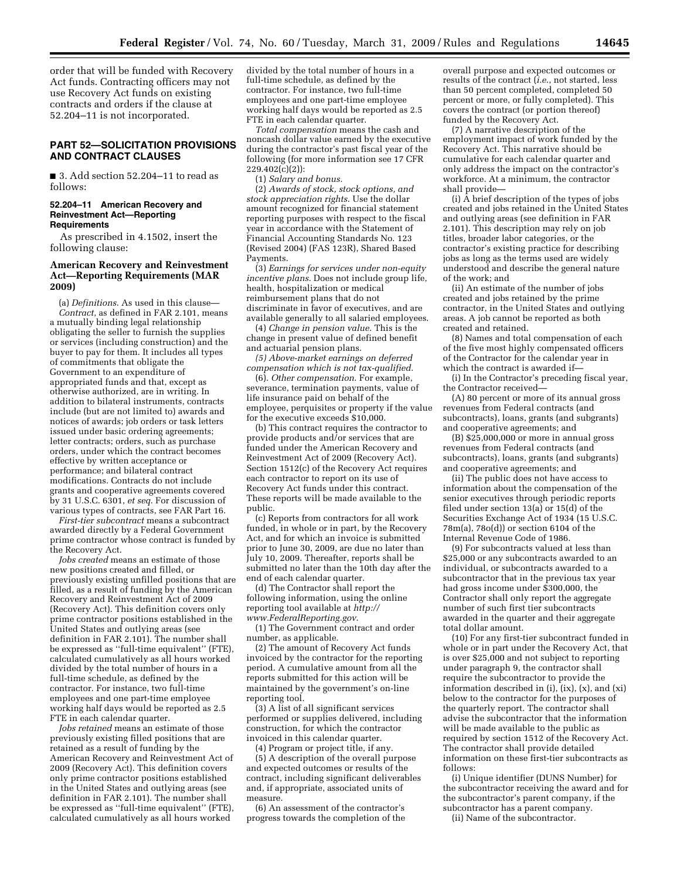order that will be funded with Recovery Act funds. Contracting officers may not use Recovery Act funds on existing contracts and orders if the clause at 52.204–11 is not incorporated.

## PART 52—SOLICITATION PROVISIONS AND CONTRACT CLAUSES

■ 3. Add section 52.204–11 to read as follows:

#### 52.204–11 American Recovery and Reinvestment Act—Reporting Requirements

As prescribed in 4.1502, insert the following clause:

### American Recovery and Reinvestment Act—Reporting Requirements (MAR 2009)

(a) *Definitions*. As used in this clause—

*Contract*, as defined in FAR 2.101, means a mutually binding legal relationship obligating the seller to furnish the supplies or services (including construction) and the buyer to pay for them. It includes all types of commitments that obligate the Government to an expenditure of appropriated funds and that, except as otherwise authorized, are in writing. In addition to bilateral instruments, contracts include (but are not limited to) awards and notices of awards; job orders or task letters issued under basic ordering agreements; letter contracts; orders, such as purchase orders, under which the contract becomes effective by written acceptance or performance; and bilateral contract modifications. Contracts do not include grants and cooperative agreements covered by 31 U.S.C. 6301, *et seq*. For discussion of various types of contracts, see FAR Part 16.

*First-tier subcontract* means a subcontract awarded directly by a Federal Government prime contractor whose contract is funded by the Recovery Act.

*Jobs created* means an estimate of those new positions created and filled, or previously existing unfilled positions that are filled, as a result of funding by the American Recovery and Reinvestment Act of 2009 (Recovery Act). This definition covers only prime contractor positions established in the United States and outlying areas (see definition in FAR 2.101). The number shall be expressed as ''full-time equivalent'' (FTE), calculated cumulatively as all hours worked divided by the total number of hours in a full-time schedule, as defined by the contractor. For instance, two full-time employees and one part-time employee working half days would be reported as 2.5 FTE in each calendar quarter.

*Jobs retained* means an estimate of those previously existing filled positions that are retained as a result of funding by the American Recovery and Reinvestment Act of 2009 (Recovery Act). This definition covers only prime contractor positions established in the United States and outlying areas (see definition in FAR 2.101). The number shall be expressed as ''full-time equivalent'' (FTE), calculated cumulatively as all hours worked divided by the total number of hours in a full-time schedule, as defined by the contractor. For instance, two full-time employees and one part-time employee working half days would be reported as 2.5 FTE in each calendar quarter.

*Total compensation* means the cash and noncash dollar value earned by the executive during the contractor's past fiscal year of the following (for more information see 17 CFR 229.402(c)(2)):

(1) *Salary and bonus.*

(2) *Awards of stock, stock options, and stock appreciation rights*. Use the dollar amount recognized for financial statement reporting purposes with respect to the fiscal year in accordance with the Statement of Financial Accounting Standards No. 123 (Revised 2004) (FAS 123R), Shared Based Payments.

(3) *Earnings for services under non-equity incentive plans*. Does not include group life, health, hospitalization or medical reimbursement plans that do not discriminate in favor of executives, and are available generally to all salaried employees.

(4) *Change in pension value*. This is the change in present value of defined benefit and actuarial pension plans.

*(5) Above-market earnings on deferred compensation which is not tax-qualified.*

(6). *Other compensation*. For example, severance, termination payments, value of life insurance paid on behalf of the employee, perquisites or property if the value for the executive exceeds $10,000.

(b) This contract requires the contractor to provide products and/or services that are funded under the American Recovery and Reinvestment Act of 2009 (Recovery Act). Section 1512(c) of the Recovery Act requires each contractor to report on its use of Recovery Act funds under this contract. These reports will be made available to the public.

(c) Reports from contractors for all work funded, in whole or in part, by the Recovery Act, and for which an invoice is submitted prior to June 30, 2009, are due no later than July 10, 2009. Thereafter, reports shall be submitted no later than the 10th day after the end of each calendar quarter.

(d) The Contractor shall report the following information, using the online reporting tool available at *http://www.FederalReporting.gov*.

(1) The Government contract and order number, as applicable.

(2) The amount of Recovery Act funds invoiced by the contractor for the reporting period. A cumulative amount from all the reports submitted for this action will be maintained by the government's on-line reporting tool.

(3) A list of all significant services performed or supplies delivered, including construction, for which the contractor invoiced in this calendar quarter.

(4) Program or project title, if any.

(5) A description of the overall purpose and expected outcomes or results of the contract, including significant deliverables and, if appropriate, associated units of measure.

(6) An assessment of the contractor's progress towards the completion of the overall purpose and expected outcomes or results of the contract (*i.e.*, not started, less than 50 percent completed, completed 50 percent or more, or fully completed). This covers the contract (or portion thereof) funded by the Recovery Act.

(7) A narrative description of the employment impact of work funded by the Recovery Act. This narrative should be cumulative for each calendar quarter and only address the impact on the contractor's workforce. At a minimum, the contractor shall provide—

(i) A brief description of the types of jobs created and jobs retained in the United States and outlying areas (see definition in FAR 2.101). This description may rely on job titles, broader labor categories, or the contractor's existing practice for describing jobs as long as the terms used are widely understood and describe the general nature of the work; and

(ii) An estimate of the number of jobs created and jobs retained by the prime contractor, in the United States and outlying areas. A job cannot be reported as both created and retained.

(8) Names and total compensation of each of the five most highly compensated officers of the Contractor for the calendar year in which the contract is awarded if—

(i) In the Contractor's preceding fiscal year, the Contractor received—

(A) 80 percent or more of its annual gross revenues from Federal contracts (and subcontracts), loans, grants (and subgrants) and cooperative agreements; and

(B) $25,000,000 or more in annual gross revenues from Federal contracts (and subcontracts), loans, grants (and subgrants) and cooperative agreements; and

(ii) The public does not have access to information about the compensation of the senior executives through periodic reports filed under section 13(a) or 15(d) of the Securities Exchange Act of 1934 (15 U.S.C. 78m(a), 78o(d)) or section 6104 of the Internal Revenue Code of 1986.

(9) For subcontracts valued at less than $25,000 or any subcontracts awarded to an individual, or subcontracts awarded to a subcontractor that in the previous tax year had gross income under $300,000, the Contractor shall only report the aggregate number of such first tier subcontracts awarded in the quarter and their aggregate total dollar amount.

(10) For any first-tier subcontract funded in whole or in part under the Recovery Act, that is over $25,000 and not subject to reporting under paragraph 9, the contractor shall require the subcontractor to provide the information described in (i), (ix), (x), and (xi) below to the contractor for the purposes of the quarterly report. The contractor shall advise the subcontractor that the information will be made available to the public as required by section 1512 of the Recovery Act. The contractor shall provide detailed information on these first-tier subcontracts as follows:

(i) Unique identifier (DUNS Number) for the subcontractor receiving the award and for the subcontractor's parent company, if the subcontractor has a parent company.

(ii) Name of the subcontractor.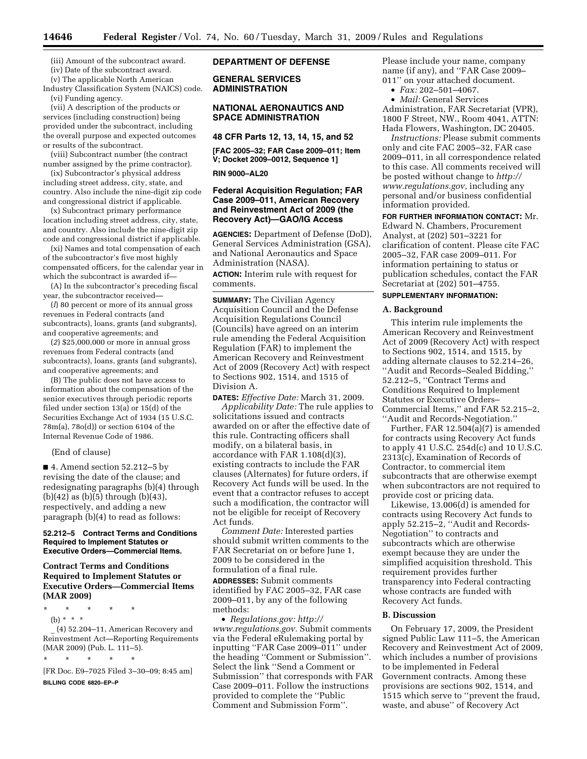(iii) Amount of the subcontract award.

(iv) Date of the subcontract award.

(v) The applicable North American Industry Classification System (NAICS) code.

(vi) Funding agency.

(vii) A description of the products or services (including construction) being provided under the subcontract, including the overall purpose and expected outcomes or results of the subcontract.

(viii) Subcontract number (the contract number assigned by the prime contractor).

(ix) Subcontractor's physical address including street address, city, state, and country. Also include the nine-digit zip code and congressional district if applicable.

(x) Subcontract primary performance location including street address, city, state, and country. Also include the nine-digit zip code and congressional district if applicable.

(xi) Names and total compensation of each of the subcontractor's five most highly compensated officers, for the calendar year in which the subcontract is awarded if—

(A) In the subcontractor's preceding fiscal year, the subcontractor received—

(*1*) 80 percent or more of its annual gross revenues in Federal contracts (and subcontracts), loans, grants (and subgrants), and cooperative agreements; and

(*2*) $25,000,000 or more in annual gross revenues from Federal contracts (and subcontracts), loans, grants (and subgrants), and cooperative agreements; and

(B) The public does not have access to information about the compensation of the senior executives through periodic reports filed under section 13(a) or 15(d) of the Securities Exchange Act of 1934 (15 U.S.C. 78m(a), 78o(d)) or section 6104 of the Internal Revenue Code of 1986.

(End of clause)

■ 4. Amend section 52.212–5 by revising the date of the clause; and redesignating paragraphs (b)(4) through (b)(42) as (b)(5) through (b)(43), respectively, and adding a new paragraph (b)(4) to read as follows:

**52.212–5 Contract Terms and Conditions Required to Implement Statutes or Executive Orders—Commercial Items.**

**Contract Terms and Conditions Required to Implement Statutes or Executive Orders—Commercial Items (MAR 2009)**

\* \* \* \* \*

(b) \* \* \*

_ (4) 52.204–11, American Recovery and Reinvestment Act—Reporting Requirements (MAR 2009) (Pub. L. 111–5).

\* \* \* \* \*

[FR Doc. E9–7025 Filed 3–30–09; 8:45 am]

**BILLING CODE 6820–EP–P**

**DEPARTMENT OF DEFENSE**

**GENERAL SERVICES ADMINISTRATION**

**NATIONAL AERONAUTICS AND SPACE ADMINISTRATION**

**48 CFR Parts 12, 13, 14, 15, and 52**

**[FAC 2005–32; FAR Case 2009–011; Item V; Docket 2009–0012, Sequence 1]**

**RIN 9000–AL20**

## Federal Acquisition Regulation; FAR Case 2009–011, American Recovery and Reinvestment Act of 2009 (the Recovery Act)—GAO/IG Access

**AGENCIES:** Department of Defense (DoD), General Services Administration (GSA), and National Aeronautics and Space Administration (NASA).

**ACTION:** Interim rule with request for comments.

**SUMMARY:** The Civilian Agency Acquisition Council and the Defense Acquisition Regulations Council (Councils) have agreed on an interim rule amending the Federal Acquisition Regulation (FAR) to implement the American Recovery and Reinvestment Act of 2009 (Recovery Act) with respect to Sections 902, 1514, and 1515 of Division A.

**DATES:** *Effective Date:* March 31, 2009.

*Applicability Date:* The rule applies to solicitations issued and contracts awarded on or after the effective date of this rule. Contracting officers shall modify, on a bilateral basis, in accordance with FAR 1.108(d)(3), existing contracts to include the FAR clauses (Alternates) for future orders, if Recovery Act funds will be used. In the event that a contractor refuses to accept such a modification, the contractor will not be eligible for receipt of Recovery Act funds.

*Comment Date:* Interested parties should submit written comments to the FAR Secretariat on or before June 1, 2009 to be considered in the formulation of a final rule.

**ADDRESSES:** Submit comments identified by FAC 2005–32, FAR case 2009–011, by any of the following methods:

- *Regulations.gov: http://www.regulations.gov.* Submit comments via the Federal eRulemaking portal by inputting ''FAR Case 2009–011'' under the heading ''Comment or Submission''. Select the link ''Send a Comment or Submission'' that corresponds with FAR Case 2009–011. Follow the instructions provided to complete the ''Public Comment and Submission Form''. Please include your name, company name (if any), and ''FAR Case 2009–011'' on your attached document.
- *Fax:* 202–501–4067.
- *Mail:* General Services Administration, FAR Secretariat (VPR), 1800 F Street, NW., Room 4041, ATTN: Hada Flowers, Washington, DC 20405.

*Instructions:* Please submit comments only and cite FAC 2005–32, FAR case 2009–011, in all correspondence related to this case. All comments received will be posted without change to *http://www.regulations.gov*, including any personal and/or business confidential information provided.

**FOR FURTHER INFORMATION CONTACT:** Mr. Edward N. Chambers, Procurement Analyst, at (202) 501–3221 for clarification of content. Please cite FAC 2005–32, FAR case 2009–011. For information pertaining to status or publication schedules, contact the FAR Secretariat at (202) 501–4755.

**SUPPLEMENTARY INFORMATION:**

### A. Background

This interim rule implements the American Recovery and Reinvestment Act of 2009 (Recovery Act) with respect to Sections 902, 1514, and 1515, by adding alternate clauses to 52.214–26, ''Audit and Records–Sealed Bidding,'' 52.212–5, ''Contract Terms and Conditions Required to Implement Statutes or Executive Orders–Commercial Items,'' and FAR 52.215–2, ''Audit and Records-Negotiation.''

Further, FAR 12.504(a)(7) is amended for contracts using Recovery Act funds to apply 41 U.S.C. 254d(c) and 10 U.S.C. 2313(c), Examination of Records of Contractor, to commercial item subcontracts that are otherwise exempt when subcontractors are not required to provide cost or pricing data.

Likewise, 13.006(d) is amended for contracts using Recovery Act funds to apply 52.215–2, ''Audit and Records-Negotiation'' to contracts and subcontracts which are otherwise exempt because they are under the simplified acquisition threshold. This requirement provides further transparency into Federal contracting whose contracts are funded with Recovery Act funds.

### B. Discussion

On February 17, 2009, the President signed Public Law 111–5, the American Recovery and Reinvestment Act of 2009, which includes a number of provisions to be implemented in Federal Government contracts. Among these provisions are sections 902, 1514, and 1515 which serve to ''prevent the fraud, waste, and abuse'' of Recovery Act